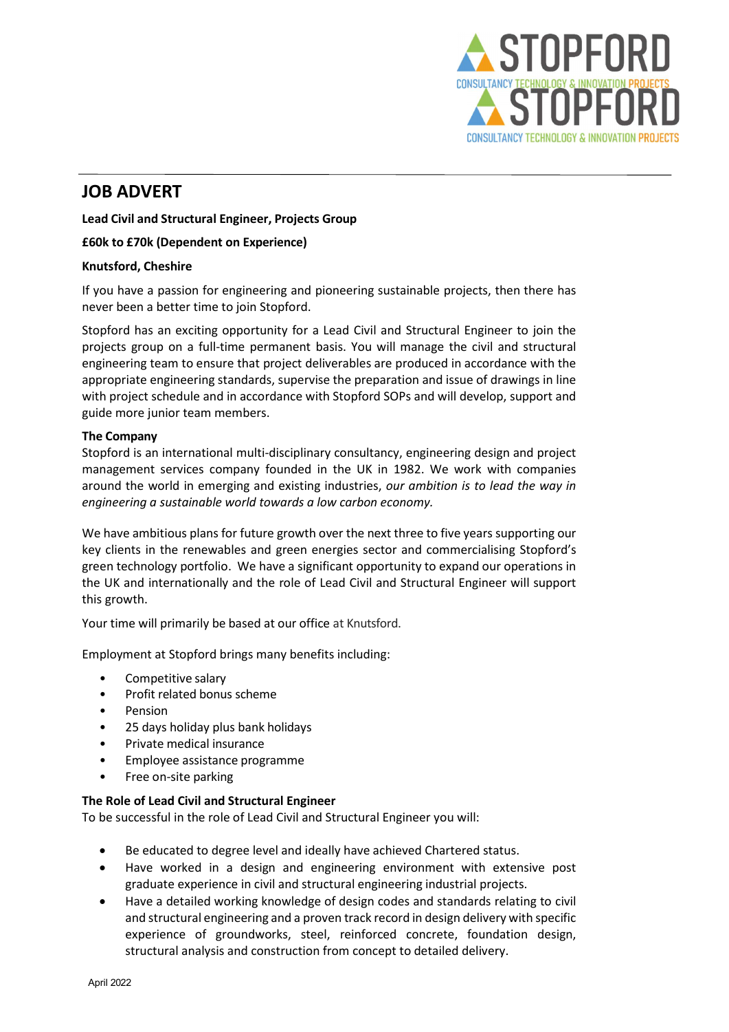# JOB ADVERT

**Lead Civil and Structural Engineer, Projects Group**

**£60k to £70k (Dependent on Experience)**

**Knutsford, Cheshire**

If you have a passion for engineering and pioneering sustainable projects, then there has never been a better time to join Stopford.

Stopford has an exciting opportunity for a Lead Civil and Structural Engineer to join the projects group on a full-time permanent basis. You will manage the civil and structural engineering team to ensure that project deliverables are produced in accordance with the appropriate engineering standards, supervise the preparation and issue of drawings in line with project schedule and in accordance with Stopford SOPs and will develop, support and guide more junior team members.

**The Company**

Stopford is an international multi-disciplinary consultancy, engineering design and project management services company founded in the UK in 1982. We work with companies around the world in emerging and existing industries, *our ambition is to lead the way in engineering a sustainable world towards a low carbon economy.*

We have ambitious plans for future growth over the next three to five years supporting our key clients in the renewables and green energies sector and commercialising Stopford's green technology portfolio. We have a significant opportunity to expand our operations in the UK and internationally and the role of Lead Civil and Structural Engineer will support this growth.

Your time will primarily be based at our office at Knutsford.

Employment at Stopford brings many benefits including:

- Competitive salary
- Profit related bonus scheme
- Pension
- 25 days holiday plus bank holidays
- Private medical insurance
- Employee assistance programme
- Free on-site parking

**The Role of Lead Civil and Structural Engineer**

To be successful in the role of Lead Civil and Structural Engineer you will:

- Be educated to degree level and ideally have achieved Chartered status.
- Have worked in a design and engineering environment with extensive post graduate experience in civil and structural engineering industrial projects.
- Have a detailed working knowledge of design codes and standards relating to civil and structural engineering and a proven track record in design delivery with specific experience of groundworks, steel, reinforced concrete, foundation design, structural analysis and construction from concept to detailed delivery.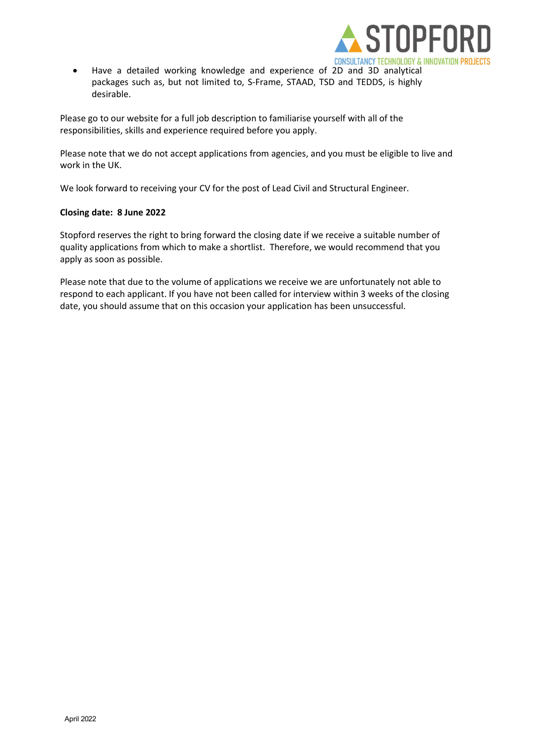- Have a detailed working knowledge and experience of 2D and 3D analytical packages such as, but not limited to, S-Frame, STAAD, TSD and TEDDS, is highly desirable.

Please go to our website for a full job description to familiarise yourself with all of the responsibilities, skills and experience required before you apply.

Please note that we do not accept applications from agencies, and you must be eligible to live and work in the UK.

We look forward to receiving your CV for the post of Lead Civil and Structural Engineer.

**Closing date: 8 June 2022**

Stopford reserves the right to bring forward the closing date if we receive a suitable number of quality applications from which to make a shortlist. Therefore, we would recommend that you apply as soon as possible.

Please note that due to the volume of applications we receive we are unfortunately not able to respond to each applicant. If you have not been called for interview within 3 weeks of the closing date, you should assume that on this occasion your application has been unsuccessful.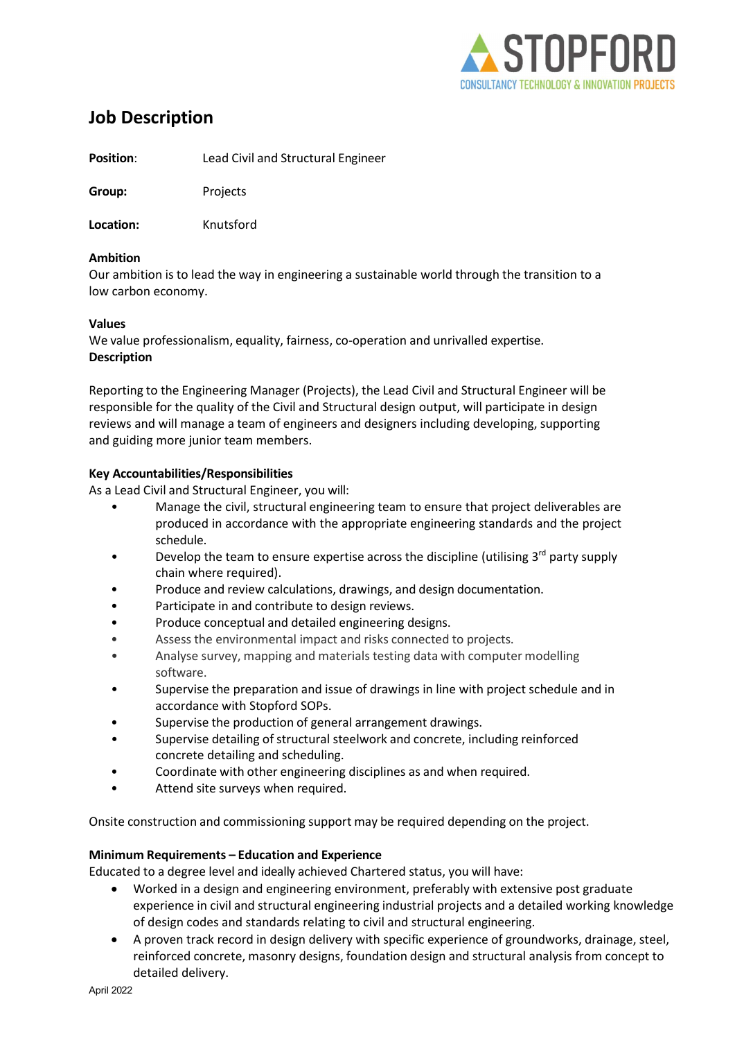# Job Description

**Position**: Lead Civil and Structural Engineer

**Group:** Projects

**Location:** Knutsford

**Ambition**

Our ambition is to lead the way in engineering a sustainable world through the transition to a low carbon economy.

**Values**

We value professionalism, equality, fairness, co-operation and unrivalled expertise.

**Description**

Reporting to the Engineering Manager (Projects), the Lead Civil and Structural Engineer will be responsible for the quality of the Civil and Structural design output, will participate in design reviews and will manage a team of engineers and designers including developing, supporting and guiding more junior team members.

**Key Accountabilities/Responsibilities**

As a Lead Civil and Structural Engineer, you will:

- Manage the civil, structural engineering team to ensure that project deliverables are produced in accordance with the appropriate engineering standards and the project schedule.
- Develop the team to ensure expertise across the discipline (utilising 3rd party supply chain where required).
- Produce and review calculations, drawings, and design documentation.
- Participate in and contribute to design reviews.
- Produce conceptual and detailed engineering designs.
- Assess the environmental impact and risks connected to projects.
- Analyse survey, mapping and materials testing data with computer modelling software.
- Supervise the preparation and issue of drawings in line with project schedule and in accordance with Stopford SOPs.
- Supervise the production of general arrangement drawings.
- Supervise detailing of structural steelwork and concrete, including reinforced concrete detailing and scheduling.
- Coordinate with other engineering disciplines as and when required.
- Attend site surveys when required.

Onsite construction and commissioning support may be required depending on the project.

**Minimum Requirements – Education and Experience**

Educated to a degree level and ideally achieved Chartered status, you will have:

- Worked in a design and engineering environment, preferably with extensive post graduate experience in civil and structural engineering industrial projects and a detailed working knowledge of design codes and standards relating to civil and structural engineering.
- A proven track record in design delivery with specific experience of groundworks, drainage, steel, reinforced concrete, masonry designs, foundation design and structural analysis from concept to detailed delivery.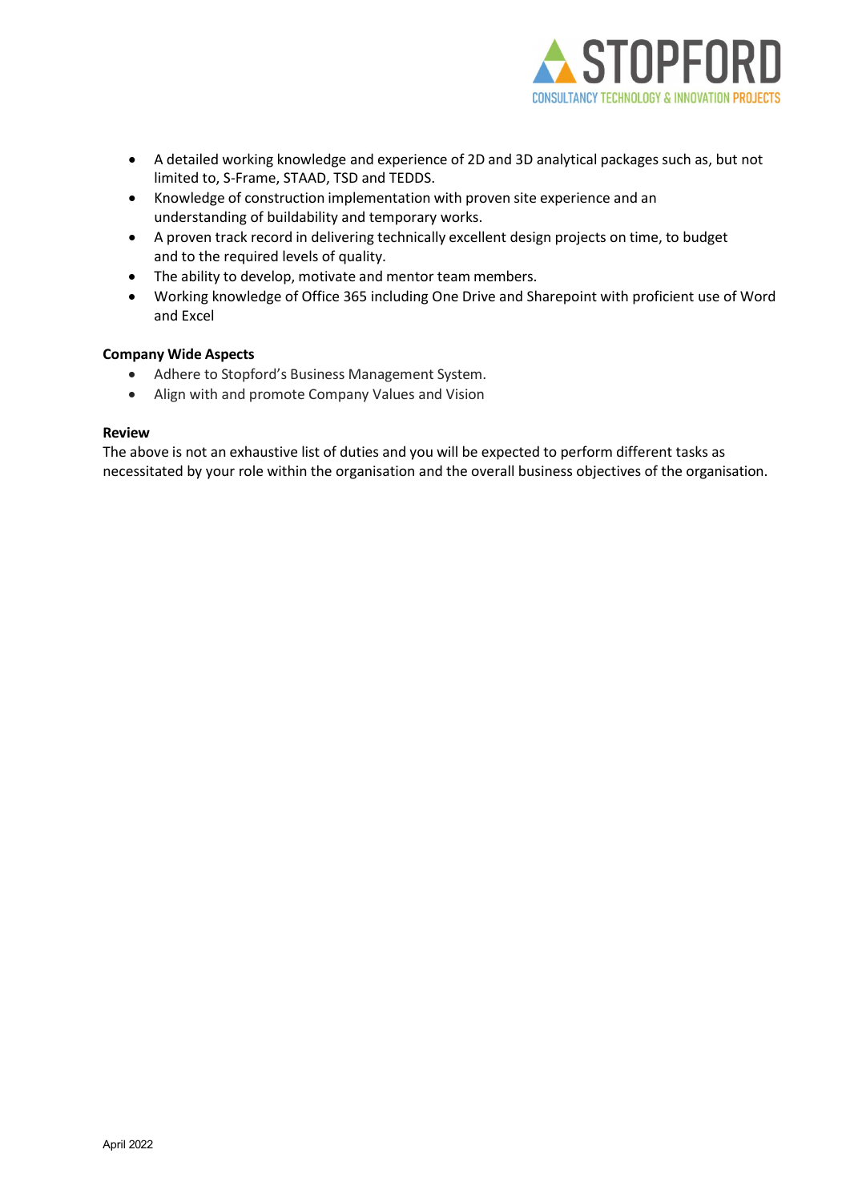- A detailed working knowledge and experience of 2D and 3D analytical packages such as, but not limited to, S-Frame, STAAD, TSD and TEDDS.
- Knowledge of construction implementation with proven site experience and an understanding of buildability and temporary works.
- A proven track record in delivering technically excellent design projects on time, to budget and to the required levels of quality.
- The ability to develop, motivate and mentor team members.
- Working knowledge of Office 365 including One Drive and Sharepoint with proficient use of Word and Excel

**Company Wide Aspects**

- Adhere to Stopford's Business Management System.
- Align with and promote Company Values and Vision

**Review**

The above is not an exhaustive list of duties and you will be expected to perform different tasks as necessitated by your role within the organisation and the overall business objectives of the organisation.